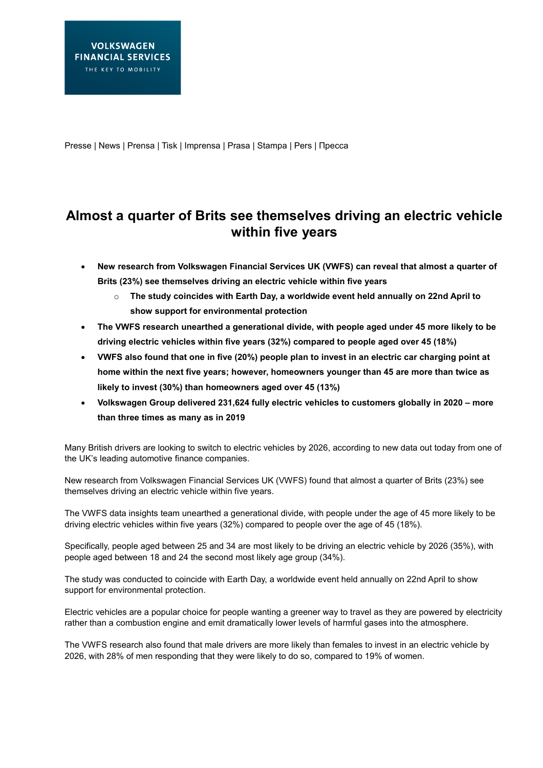VOLKSWAGEN FINANCIAL SERVICES
THE KEY TO MOBILITY

Presse | News | Prensa | Tisk | Imprensa | Prasa | Stampa | Pers | Пресса

# Almost a quarter of Brits see themselves driving an electric vehicle within five years

- **New research from Volkswagen Financial Services UK (VWFS) can reveal that almost a quarter of Brits (23%) see themselves driving an electric vehicle within five years**
    - **The study coincides with Earth Day, a worldwide event held annually on 22nd April to show support for environmental protection**
- **The VWFS research unearthed a generational divide, with people aged under 45 more likely to be driving electric vehicles within five years (32%) compared to people aged over 45 (18%)**
- **VWFS also found that one in five (20%) people plan to invest in an electric car charging point at home within the next five years; however, homeowners younger than 45 are more than twice as likely to invest (30%) than homeowners aged over 45 (13%)**
- **Volkswagen Group delivered 231,624 fully electric vehicles to customers globally in 2020 – more than three times as many as in 2019**

Many British drivers are looking to switch to electric vehicles by 2026, according to new data out today from one of the UK's leading automotive finance companies.

New research from Volkswagen Financial Services UK (VWFS) found that almost a quarter of Brits (23%) see themselves driving an electric vehicle within five years.

The VWFS data insights team unearthed a generational divide, with people under the age of 45 more likely to be driving electric vehicles within five years (32%) compared to people over the age of 45 (18%).

Specifically, people aged between 25 and 34 are most likely to be driving an electric vehicle by 2026 (35%), with people aged between 18 and 24 the second most likely age group (34%).

The study was conducted to coincide with Earth Day, a worldwide event held annually on 22nd April to show support for environmental protection.

Electric vehicles are a popular choice for people wanting a greener way to travel as they are powered by electricity rather than a combustion engine and emit dramatically lower levels of harmful gases into the atmosphere.

The VWFS research also found that male drivers are more likely than females to invest in an electric vehicle by 2026, with 28% of men responding that they were likely to do so, compared to 19% of women.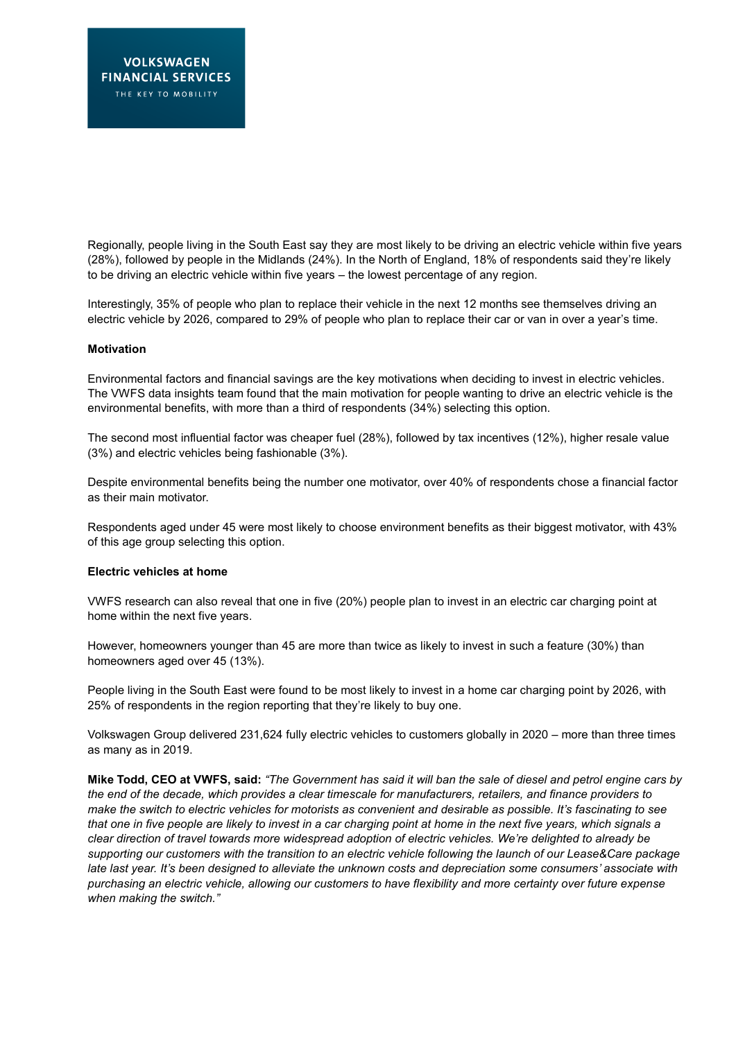Regionally, people living in the South East say they are most likely to be driving an electric vehicle within five years (28%), followed by people in the Midlands (24%). In the North of England, 18% of respondents said they're likely to be driving an electric vehicle within five years – the lowest percentage of any region.

Interestingly, 35% of people who plan to replace their vehicle in the next 12 months see themselves driving an electric vehicle by 2026, compared to 29% of people who plan to replace their car or van in over a year's time.

**Motivation**

Environmental factors and financial savings are the key motivations when deciding to invest in electric vehicles. The VWFS data insights team found that the main motivation for people wanting to drive an electric vehicle is the environmental benefits, with more than a third of respondents (34%) selecting this option.

The second most influential factor was cheaper fuel (28%), followed by tax incentives (12%), higher resale value (3%) and electric vehicles being fashionable (3%).

Despite environmental benefits being the number one motivator, over 40% of respondents chose a financial factor as their main motivator.

Respondents aged under 45 were most likely to choose environment benefits as their biggest motivator, with 43% of this age group selecting this option.

**Electric vehicles at home**

VWFS research can also reveal that one in five (20%) people plan to invest in an electric car charging point at home within the next five years.

However, homeowners younger than 45 are more than twice as likely to invest in such a feature (30%) than homeowners aged over 45 (13%).

People living in the South East were found to be most likely to invest in a home car charging point by 2026, with 25% of respondents in the region reporting that they're likely to buy one.

Volkswagen Group delivered 231,624 fully electric vehicles to customers globally in 2020 – more than three times as many as in 2019.

**Mike Todd, CEO at VWFS, said:** *"The Government has said it will ban the sale of diesel and petrol engine cars by the end of the decade, which provides a clear timescale for manufacturers, retailers, and finance providers to make the switch to electric vehicles for motorists as convenient and desirable as possible. It's fascinating to see that one in five people are likely to invest in a car charging point at home in the next five years, which signals a clear direction of travel towards more widespread adoption of electric vehicles. We're delighted to already be supporting our customers with the transition to an electric vehicle following the launch of our Lease&Care package late last year. It's been designed to alleviate the unknown costs and depreciation some consumers' associate with purchasing an electric vehicle, allowing our customers to have flexibility and more certainty over future expense when making the switch."*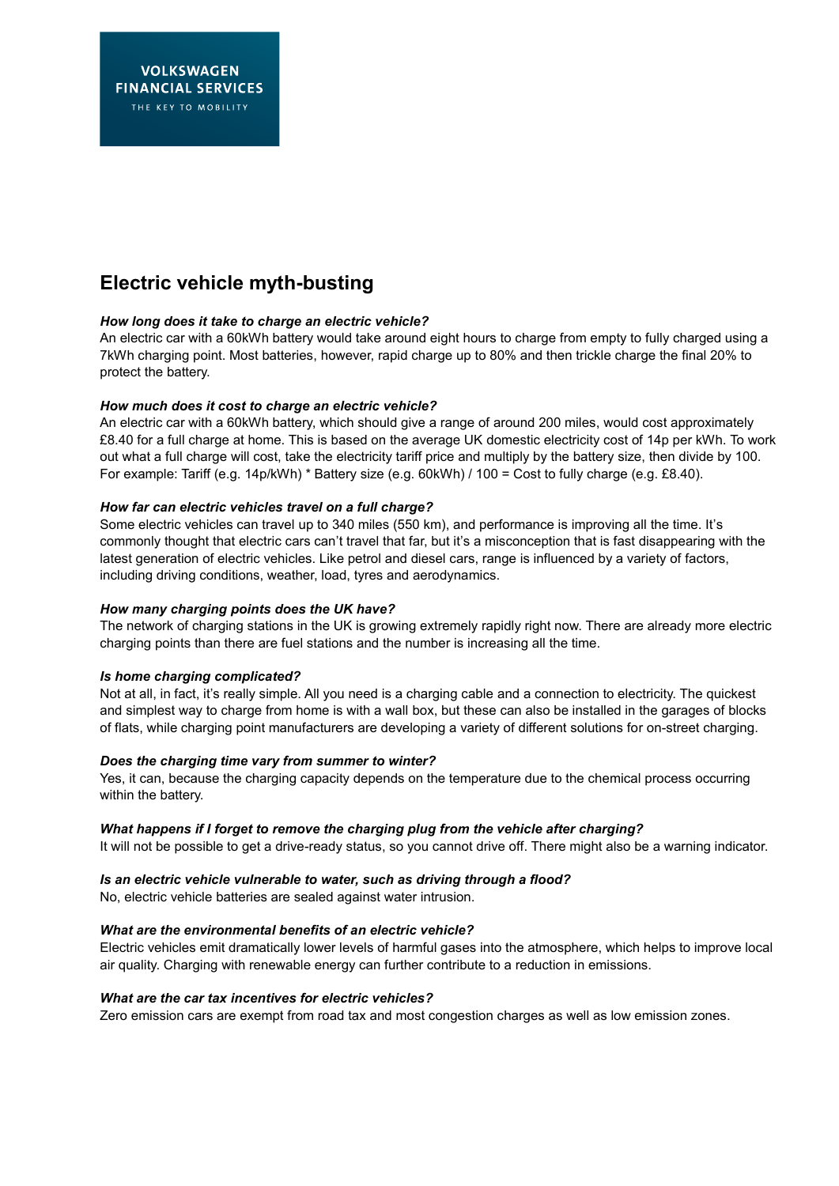VOLKSWAGEN FINANCIAL SERVICES
THE KEY TO MOBILITY

# Electric vehicle myth-busting

***How long does it take to charge an electric vehicle?***

An electric car with a 60kWh battery would take around eight hours to charge from empty to fully charged using a 7kWh charging point. Most batteries, however, rapid charge up to 80% and then trickle charge the final 20% to protect the battery.

***How much does it cost to charge an electric vehicle?***

An electric car with a 60kWh battery, which should give a range of around 200 miles, would cost approximately £8.40 for a full charge at home. This is based on the average UK domestic electricity cost of 14p per kWh. To work out what a full charge will cost, take the electricity tariff price and multiply by the battery size, then divide by 100. For example: Tariff (e.g. 14p/kWh) * Battery size (e.g. 60kWh) / 100 = Cost to fully charge (e.g. £8.40).

***How far can electric vehicles travel on a full charge?***

Some electric vehicles can travel up to 340 miles (550 km), and performance is improving all the time. It's commonly thought that electric cars can't travel that far, but it's a misconception that is fast disappearing with the latest generation of electric vehicles. Like petrol and diesel cars, range is influenced by a variety of factors, including driving conditions, weather, load, tyres and aerodynamics.

***How many charging points does the UK have?***

The network of charging stations in the UK is growing extremely rapidly right now. There are already more electric charging points than there are fuel stations and the number is increasing all the time.

***Is home charging complicated?***

Not at all, in fact, it's really simple. All you need is a charging cable and a connection to electricity. The quickest and simplest way to charge from home is with a wall box, but these can also be installed in the garages of blocks of flats, while charging point manufacturers are developing a variety of different solutions for on-street charging.

***Does the charging time vary from summer to winter?***

Yes, it can, because the charging capacity depends on the temperature due to the chemical process occurring within the battery.

***What happens if I forget to remove the charging plug from the vehicle after charging?***

It will not be possible to get a drive-ready status, so you cannot drive off. There might also be a warning indicator.

***Is an electric vehicle vulnerable to water, such as driving through a flood?***

No, electric vehicle batteries are sealed against water intrusion.

***What are the environmental benefits of an electric vehicle?***

Electric vehicles emit dramatically lower levels of harmful gases into the atmosphere, which helps to improve local air quality. Charging with renewable energy can further contribute to a reduction in emissions.

***What are the car tax incentives for electric vehicles?***

Zero emission cars are exempt from road tax and most congestion charges as well as low emission zones.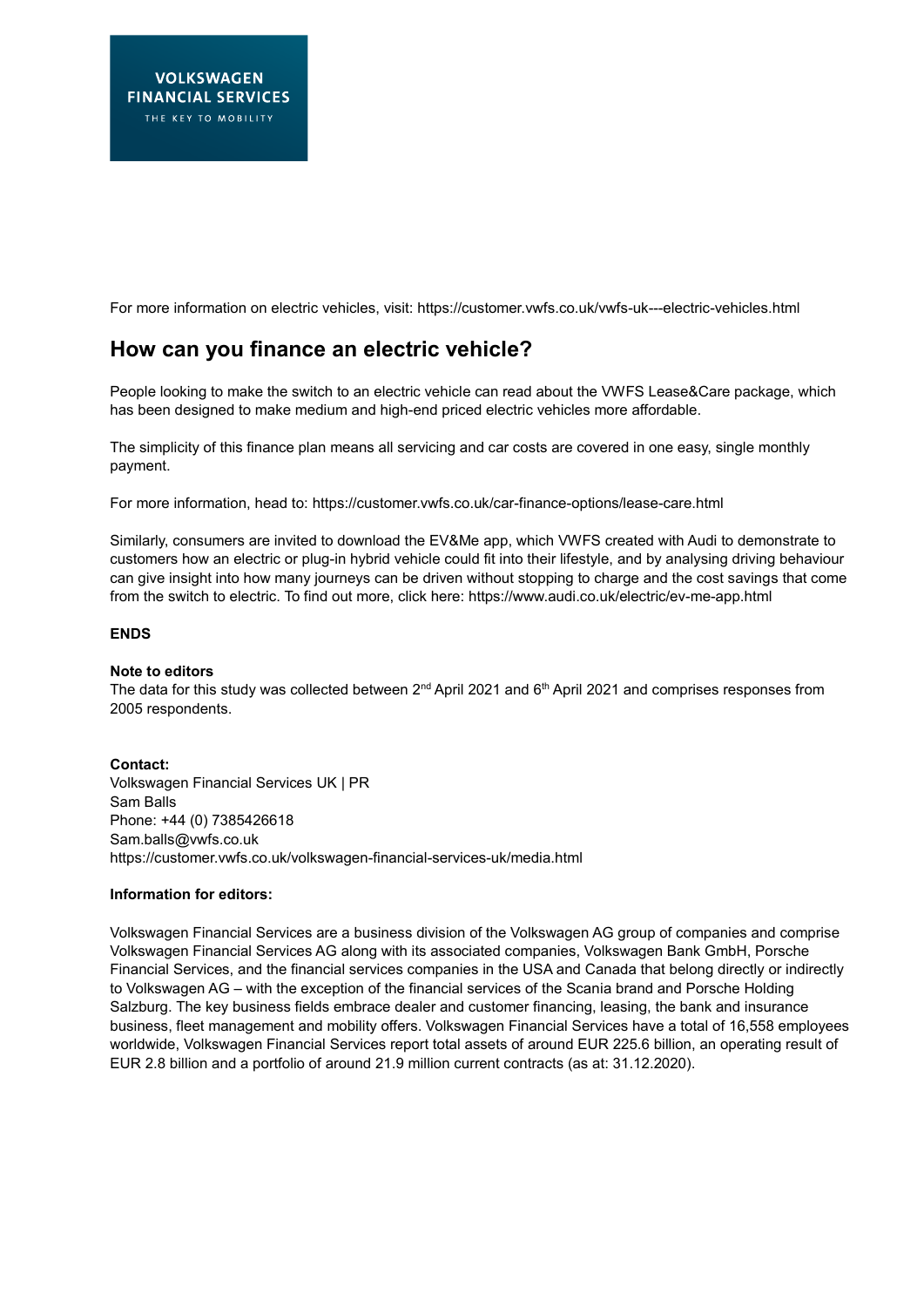For more information on electric vehicles, visit: https://customer.vwfs.co.uk/vwfs-uk---electric-vehicles.html

## How can you finance an electric vehicle?

People looking to make the switch to an electric vehicle can read about the VWFS Lease&Care package, which has been designed to make medium and high-end priced electric vehicles more affordable.

The simplicity of this finance plan means all servicing and car costs are covered in one easy, single monthly payment.

For more information, head to: https://customer.vwfs.co.uk/car-finance-options/lease-care.html

Similarly, consumers are invited to download the EV&Me app, which VWFS created with Audi to demonstrate to customers how an electric or plug-in hybrid vehicle could fit into their lifestyle, and by analysing driving behaviour can give insight into how many journeys can be driven without stopping to charge and the cost savings that come from the switch to electric. To find out more, click here: https://www.audi.co.uk/electric/ev-me-app.html

**ENDS**

**Note to editors**
The data for this study was collected between 2nd April 2021 and 6th April 2021 and comprises responses from 2005 respondents.

**Contact:**
Volkswagen Financial Services UK | PR
Sam Balls
Phone: +44 (0) 7385426618
Sam.balls@vwfs.co.uk
https://customer.vwfs.co.uk/volkswagen-financial-services-uk/media.html

**Information for editors:**

Volkswagen Financial Services are a business division of the Volkswagen AG group of companies and comprise Volkswagen Financial Services AG along with its associated companies, Volkswagen Bank GmbH, Porsche Financial Services, and the financial services companies in the USA and Canada that belong directly or indirectly to Volkswagen AG – with the exception of the financial services of the Scania brand and Porsche Holding Salzburg. The key business fields embrace dealer and customer financing, leasing, the bank and insurance business, fleet management and mobility offers. Volkswagen Financial Services have a total of 16,558 employees worldwide, Volkswagen Financial Services report total assets of around EUR 225.6 billion, an operating result of EUR 2.8 billion and a portfolio of around 21.9 million current contracts (as at: 31.12.2020).